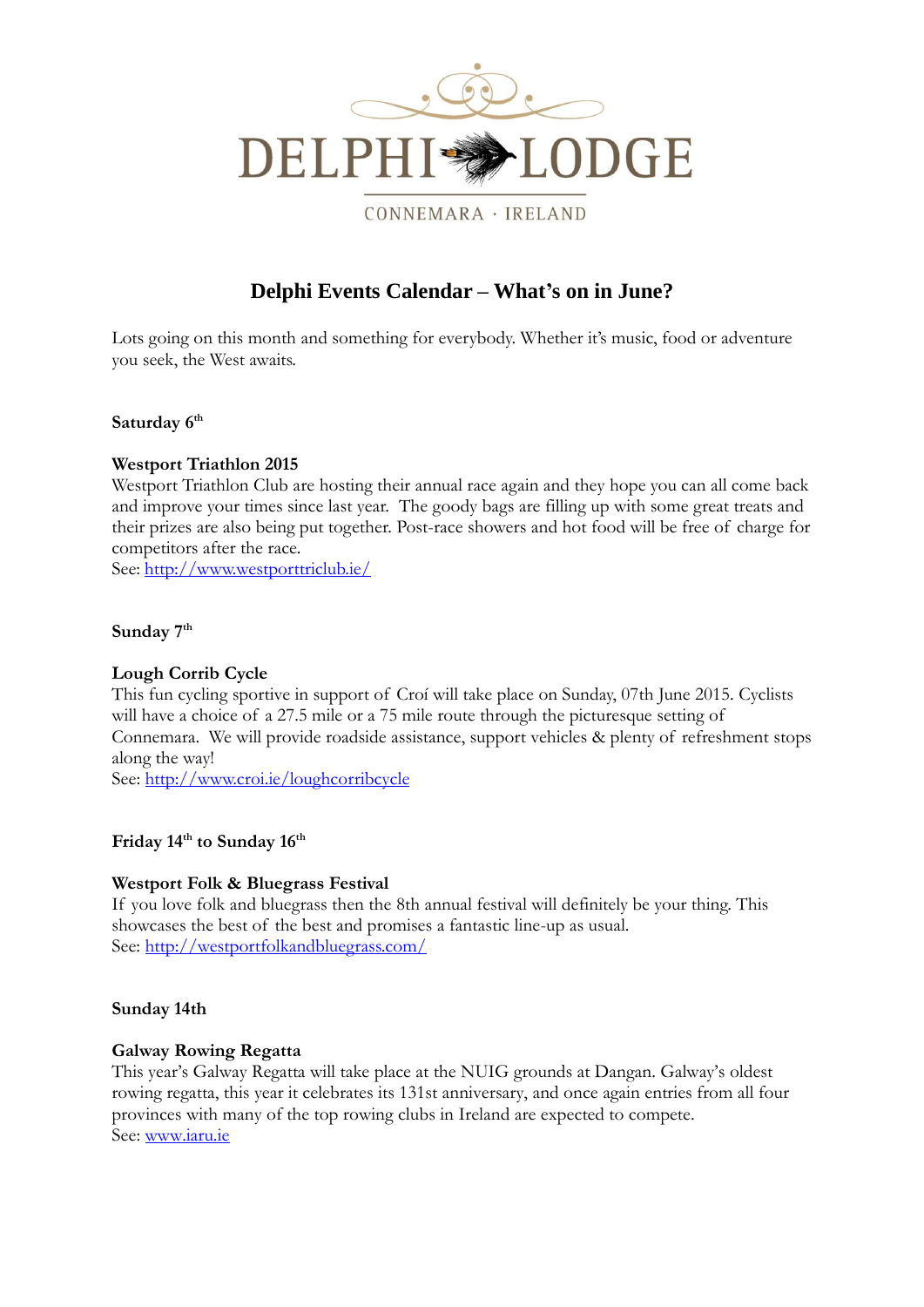DELPHI LODGE

CONNEMARA · IRELAND

# Delphi Events Calendar – What's on in June?

Lots going on this month and something for everybody. Whether it's music, food or adventure you seek, the West awaits.

**Saturday 6th**

**Westport Triathlon 2015**

Westport Triathlon Club are hosting their annual race again and they hope you can all come back and improve your times since last year. The goody bags are filling up with some great treats and their prizes are also being put together. Post-race showers and hot food will be free of charge for competitors after the race.

See: [http://www.westporttriclub.ie/](http://www.westporttriclub.ie/)

**Sunday 7th**

**Lough Corrib Cycle**

This fun cycling sportive in support of Croí will take place on Sunday, 07th June 2015. Cyclists will have a choice of a 27.5 mile or a 75 mile route through the picturesque setting of Connemara. We will provide roadside assistance, support vehicles & plenty of refreshment stops along the way!

See: [http://www.croi.ie/loughcorribcycle](http://www.croi.ie/loughcorribcycle)

**Friday 14th to Sunday 16th**

**Westport Folk & Bluegrass Festival**

If you love folk and bluegrass then the 8th annual festival will definitely be your thing. This showcases the best of the best and promises a fantastic line-up as usual.

See: [http://westportfolkandbluegrass.com/](http://westportfolkandbluegrass.com/)

**Sunday 14th**

**Galway Rowing Regatta**

This year's Galway Regatta will take place at the NUIG grounds at Dangan. Galway's oldest rowing regatta, this year it celebrates its 131st anniversary, and once again entries from all four provinces with many of the top rowing clubs in Ireland are expected to compete.

See: [www.iaru.ie](www.iaru.ie)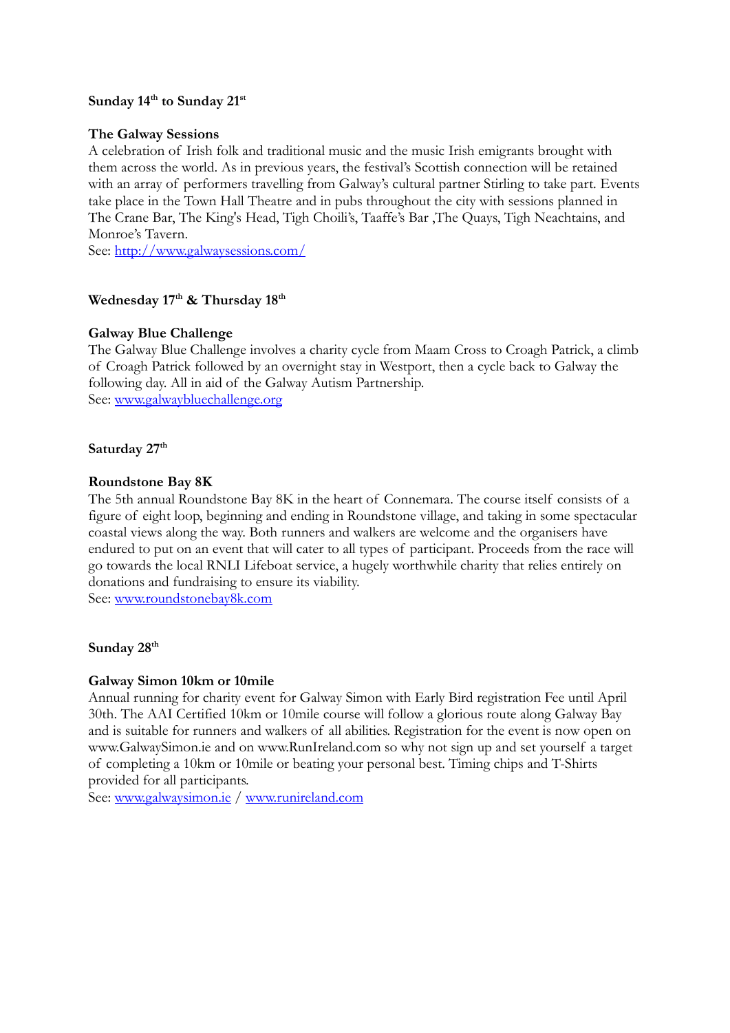**Sunday 14th to Sunday 21st**

**The Galway Sessions**

A celebration of Irish folk and traditional music and the music Irish emigrants brought with them across the world. As in previous years, the festival's Scottish connection will be retained with an array of performers travelling from Galway's cultural partner Stirling to take part. Events take place in the Town Hall Theatre and in pubs throughout the city with sessions planned in The Crane Bar, The King's Head, Tigh Choili's, Taaffe's Bar ,The Quays, Tigh Neachtains, and Monroe's Tavern.

See: [http://www.galwaysessions.com/](http://www.galwaysessions.com/)

**Wednesday 17th & Thursday 18th**

**Galway Blue Challenge**

The Galway Blue Challenge involves a charity cycle from Maam Cross to Croagh Patrick, a climb of Croagh Patrick followed by an overnight stay in Westport, then a cycle back to Galway the following day. All in aid of the Galway Autism Partnership.

See: [www.galwaybluechallenge.org](www.galwaybluechallenge.org)

**Saturday 27th**

**Roundstone Bay 8K**

The 5th annual Roundstone Bay 8K in the heart of Connemara. The course itself consists of a figure of eight loop, beginning and ending in Roundstone village, and taking in some spectacular coastal views along the way. Both runners and walkers are welcome and the organisers have endured to put on an event that will cater to all types of participant. Proceeds from the race will go towards the local RNLI Lifeboat service, a hugely worthwhile charity that relies entirely on donations and fundraising to ensure its viability.

See: [www.roundstonebay8k.com](www.roundstonebay8k.com)

**Sunday 28th**

**Galway Simon 10km or 10mile**

Annual running for charity event for Galway Simon with Early Bird registration Fee until April 30th. The AAI Certified 10km or 10mile course will follow a glorious route along Galway Bay and is suitable for runners and walkers of all abilities. Registration for the event is now open on www.GalwaySimon.ie and on www.RunIreland.com so why not sign up and set yourself a target of completing a 10km or 10mile or beating your personal best. Timing chips and T-Shirts provided for all participants.

See: [www.galwaysimon.ie](www.galwaysimon.ie) / [www.runireland.com](www.runireland.com)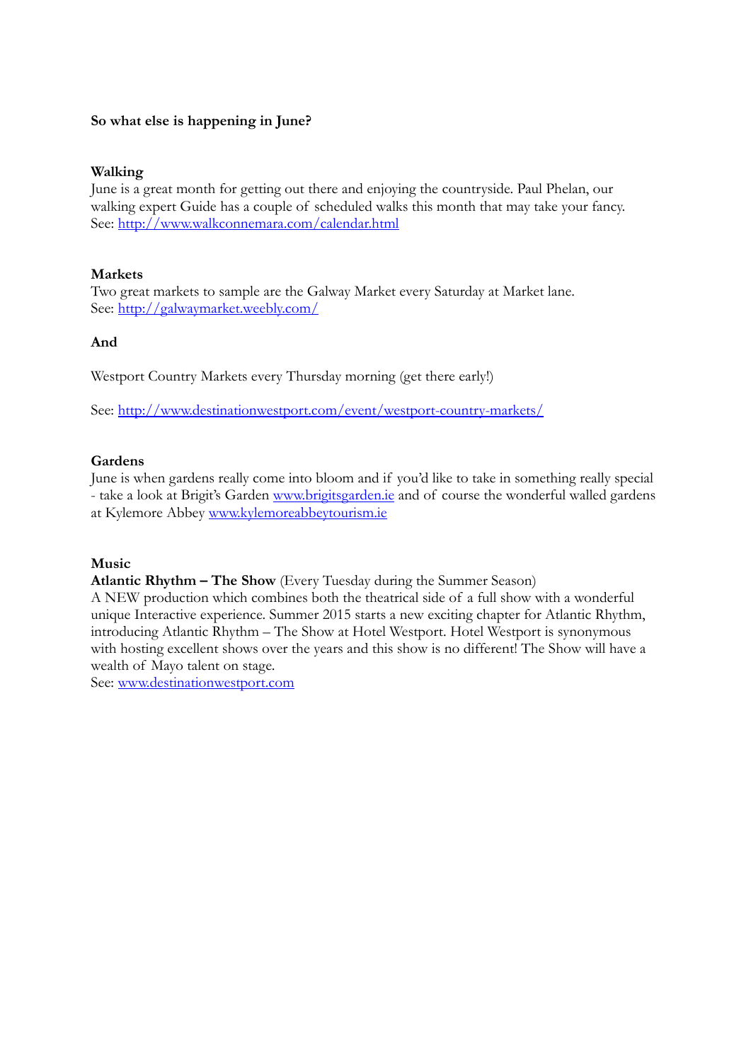**So what else is happening in June?**

**Walking**

June is a great month for getting out there and enjoying the countryside. Paul Phelan, our walking expert Guide has a couple of scheduled walks this month that may take your fancy. See: http://www.walkconnemara.com/calendar.html

**Markets**

Two great markets to sample are the Galway Market every Saturday at Market lane. See: http://galwaymarket.weebly.com/

**And**

Westport Country Markets every Thursday morning (get there early!)

See: http://www.destinationwestport.com/event/westport-country-markets/

**Gardens**

June is when gardens really come into bloom and if you'd like to take in something really special - take a look at Brigit's Garden www.brigitsgarden.ie and of course the wonderful walled gardens at Kylemore Abbey www.kylemoreabbeytourism.ie

**Music**

**Atlantic Rhythm – The Show** (Every Tuesday during the Summer Season)
A NEW production which combines both the theatrical side of a full show with a wonderful unique Interactive experience. Summer 2015 starts a new exciting chapter for Atlantic Rhythm, introducing Atlantic Rhythm – The Show at Hotel Westport. Hotel Westport is synonymous with hosting excellent shows over the years and this show is no different! The Show will have a wealth of Mayo talent on stage.
See: www.destinationwestport.com